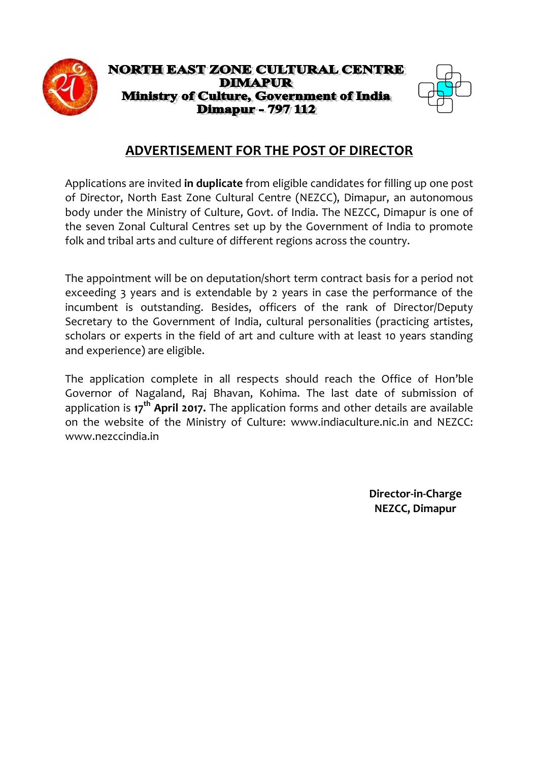**NORTH EAST ZONE CULTURAL CENTRE**
**DIMAPUR**
**Ministry of Culture, Government of India**
**Dimapur – 797 112**

## ADVERTISEMENT FOR THE POST OF DIRECTOR

Applications are invited **in duplicate** from eligible candidates for filling up one post of Director, North East Zone Cultural Centre (NEZCC), Dimapur, an autonomous body under the Ministry of Culture, Govt. of India. The NEZCC, Dimapur is one of the seven Zonal Cultural Centres set up by the Government of India to promote folk and tribal arts and culture of different regions across the country.

The appointment will be on deputation/short term contract basis for a period not exceeding 3 years and is extendable by 2 years in case the performance of the incumbent is outstanding. Besides, officers of the rank of Director/Deputy Secretary to the Government of India, cultural personalities (practicing artistes, scholars or experts in the field of art and culture with at least 10 years standing and experience) are eligible.

The application complete in all respects should reach the Office of Hon'ble Governor of Nagaland, Raj Bhavan, Kohima. The last date of submission of application is **17th April 2017.** The application forms and other details are available on the website of the Ministry of Culture: www.indiaculture.nic.in and NEZCC: www.nezccindia.in

**Director-in-Charge**
**NEZCC, Dimapur**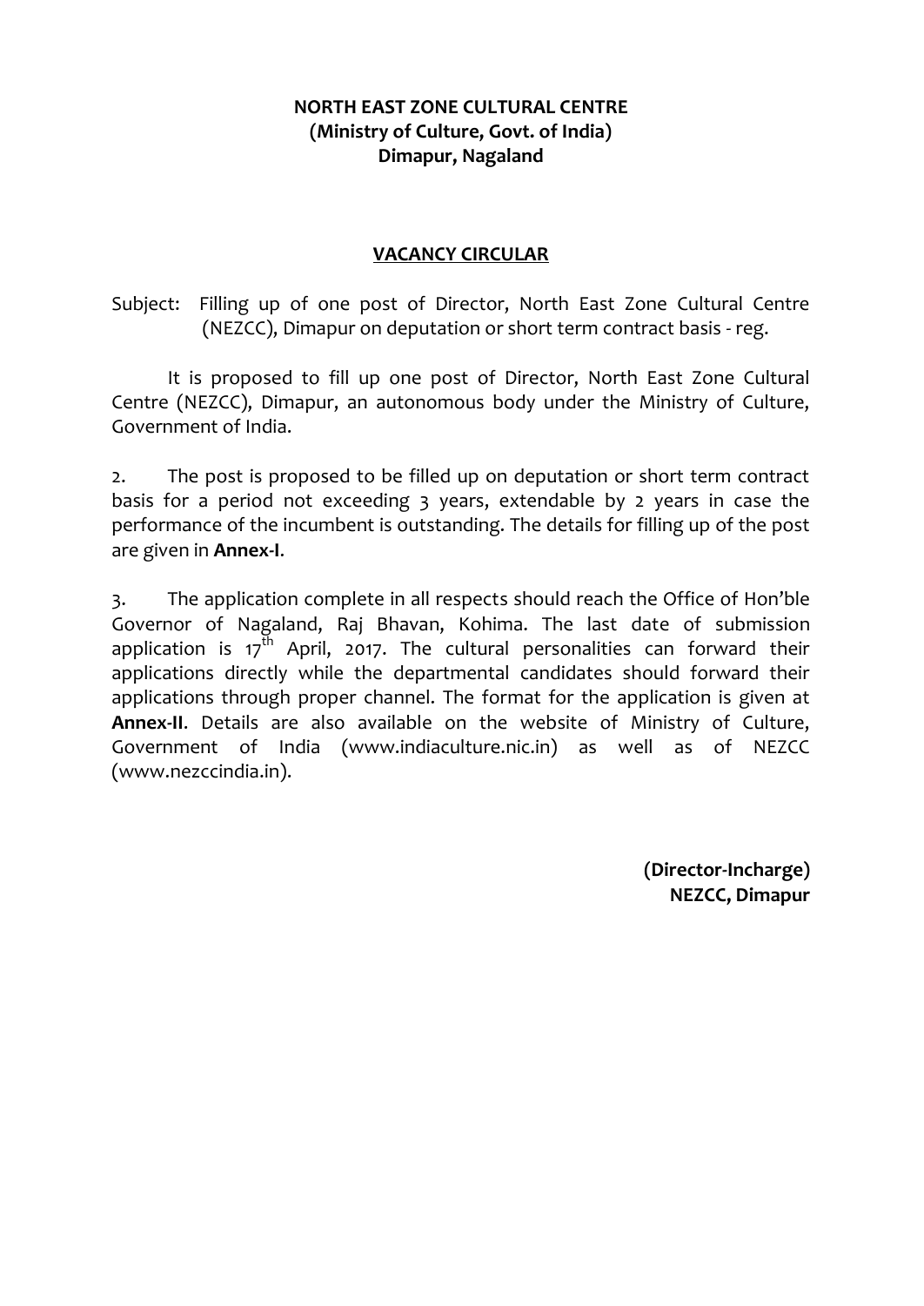**NORTH EAST ZONE CULTURAL CENTRE**
**(Ministry of Culture, Govt. of India)**
**Dimapur, Nagaland**

## VACANCY CIRCULAR

Subject: Filling up of one post of Director, North East Zone Cultural Centre (NEZCC), Dimapur on deputation or short term contract basis - reg.

It is proposed to fill up one post of Director, North East Zone Cultural Centre (NEZCC), Dimapur, an autonomous body under the Ministry of Culture, Government of India.

2. The post is proposed to be filled up on deputation or short term contract basis for a period not exceeding 3 years, extendable by 2 years in case the performance of the incumbent is outstanding. The details for filling up of the post are given in **Annex-I**.

3. The application complete in all respects should reach the Office of Hon'ble Governor of Nagaland, Raj Bhavan, Kohima. The last date of submission application is 17th April, 2017. The cultural personalities can forward their applications directly while the departmental candidates should forward their applications through proper channel. The format for the application is given at **Annex-II**. Details are also available on the website of Ministry of Culture, Government of India (www.indiaculture.nic.in) as well as of NEZCC (www.nezccindia.in).

**(Director-Incharge)**
**NEZCC, Dimapur**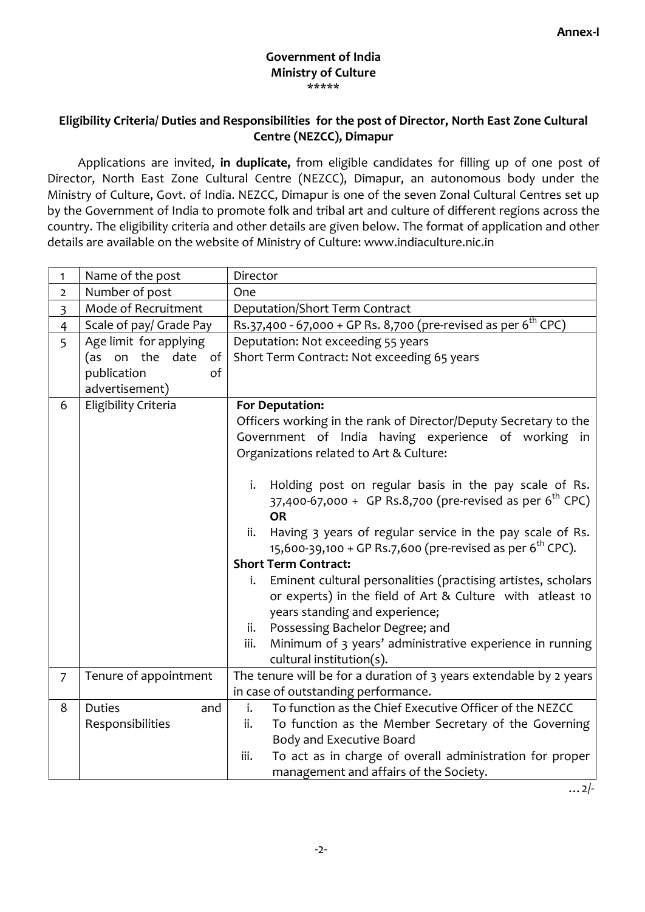Annex-I

**Government of India**
**Ministry of Culture**
\*\*\*\*\*

**Eligibility Criteria/ Duties and Responsibilities for the post of Director, North East Zone Cultural Centre (NEZCC), Dimapur**

Applications are invited, **in duplicate,** from eligible candidates for filling up of one post of Director, North East Zone Cultural Centre (NEZCC), Dimapur, an autonomous body under the Ministry of Culture, Govt. of India. NEZCC, Dimapur is one of the seven Zonal Cultural Centres set up by the Government of India to promote folk and tribal art and culture of different regions across the country. The eligibility criteria and other details are given below. The format of application and other details are available on the website of Ministry of Culture: www.indiaculture.nic.in

| | | |
|---|---|---|
| 1 | Name of the post | Director |
| 2 | Number of post | One |
| 3 | Mode of Recruitment | Deputation/Short Term Contract |
| 4 | Scale of pay/ Grade Pay | Rs.37,400 - 67,000 + GP Rs. 8,700 (pre-revised as per 6th CPC) |
| 5 | Age limit for applying (as on the date of publication of advertisement) | Deputation: Not exceeding 55 years<br>Short Term Contract: Not exceeding 65 years |
| 6 | Eligibility Criteria | **For Deputation:**<br>Officers working in the rank of Director/Deputy Secretary to the Government of India having experience of working in Organizations related to Art & Culture:<br>i. Holding post on regular basis in the pay scale of Rs. 37,400-67,000 + GP Rs.8,700 (pre-revised as per 6th CPC) **OR**<br>ii. Having 3 years of regular service in the pay scale of Rs. 15,600-39,100 + GP Rs.7,600 (pre-revised as per 6th CPC).<br>**Short Term Contract:**<br>i. Eminent cultural personalities (practising artistes, scholars or experts) in the field of Art & Culture with atleast 10 years standing and experience;<br>ii. Possessing Bachelor Degree; and<br>iii. Minimum of 3 years' administrative experience in running cultural institution(s). |
| 7 | Tenure of appointment | The tenure will be for a duration of 3 years extendable by 2 years in case of outstanding performance. |
| 8 | Duties and Responsibilities | i. To function as the Chief Executive Officer of the NEZCC<br>ii. To function as the Member Secretary of the Governing Body and Executive Board<br>iii. To act as in charge of overall administration for proper management and affairs of the Society. |

…2/-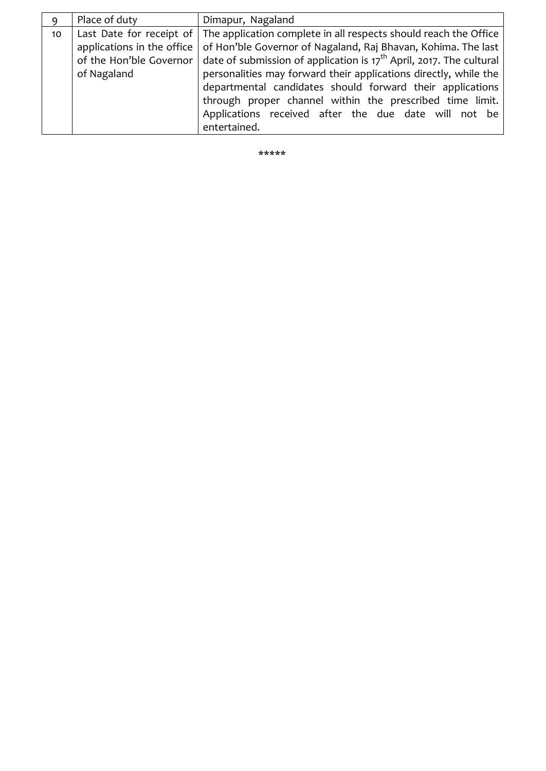| 9 | Place of duty | Dimapur, Nagaland |
|---|---|---|
| 10 | Last Date for receipt of applications in the office of the Hon'ble Governor of Nagaland | The application complete in all respects should reach the Office of Hon'ble Governor of Nagaland, Raj Bhavan, Kohima. The last date of submission of application is 17th April, 2017. The cultural personalities may forward their applications directly, while the departmental candidates should forward their applications through proper channel within the prescribed time limit. Applications received after the due date will not be entertained. |

*****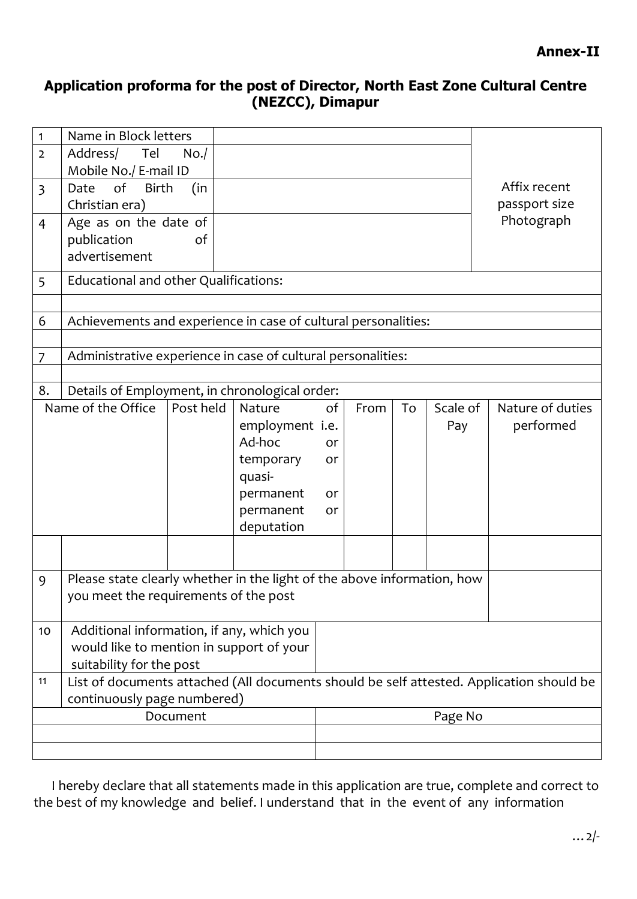**Annex-II**

## Application proforma for the post of Director, North East Zone Cultural Centre (NEZCC), Dimapur

| | | | |
|---|---|---|---|
| 1 | Name in Block letters | | Affix recent passport size Photograph |
| 2 | Address/ Tel No./ Mobile No./ E-mail ID | | |
| 3 | Date of Birth (in Christian era) | | |
| 4 | Age as on the date of publication of advertisement | | |
| 5 | Educational and other Qualifications: | | |
| | | | |
| 6 | Achievements and experience in case of cultural personalities: | | |
| | | | |
| 7 | Administrative experience in case of cultural personalities: | | |
| | | | |
| 8. | Details of Employment, in chronological order: | | |

| Name of the Office | Post held | Nature of employment i.e. Ad-hoc or temporary or quasi-permanent or permanent or deputation | From | To | Scale of Pay | Nature of duties performed |
|---|---|---|---|---|---|---|
| | | | | | | |

| | | |
|---|---|---|
| 9 | Please state clearly whether in the light of the above information, how you meet the requirements of the post | |
| 10 | Additional information, if any, which you would like to mention in support of your suitability for the post | |
| 11 | List of documents attached (All documents should be self attested. Application should be continuously page numbered) | |

| Document | Page No |
|---|---|
| | |
| | |

I hereby declare that all statements made in this application are true, complete and correct to the best of my knowledge and belief. I understand that in the event of any information

…2/-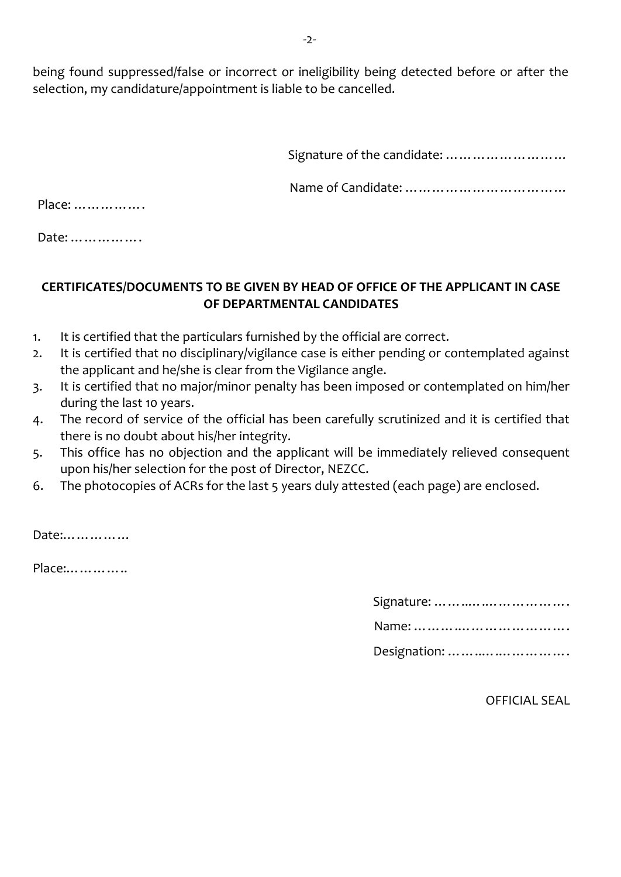being found suppressed/false or incorrect or ineligibility being detected before or after the selection, my candidature/appointment is liable to be cancelled.

Signature of the candidate: ……………………

Name of Candidate: ……………………………

Place: …………….

Date: …………….

**CERTIFICATES/DOCUMENTS TO BE GIVEN BY HEAD OF OFFICE OF THE APPLICANT IN CASE OF DEPARTMENTAL CANDIDATES**

1. It is certified that the particulars furnished by the official are correct.
2. It is certified that no disciplinary/vigilance case is either pending or contemplated against the applicant and he/she is clear from the Vigilance angle.
3. It is certified that no major/minor penalty has been imposed or contemplated on him/her during the last 10 years.
4. The record of service of the official has been carefully scrutinized and it is certified that there is no doubt about his/her integrity.
5. This office has no objection and the applicant will be immediately relieved consequent upon his/her selection for the post of Director, NEZCC.
6. The photocopies of ACRs for the last 5 years duly attested (each page) are enclosed.

Date:……………

Place:…………..

Signature: ……..…..…………….

Name: ………..………………….

Designation: ……..….………….

OFFICIAL SEAL